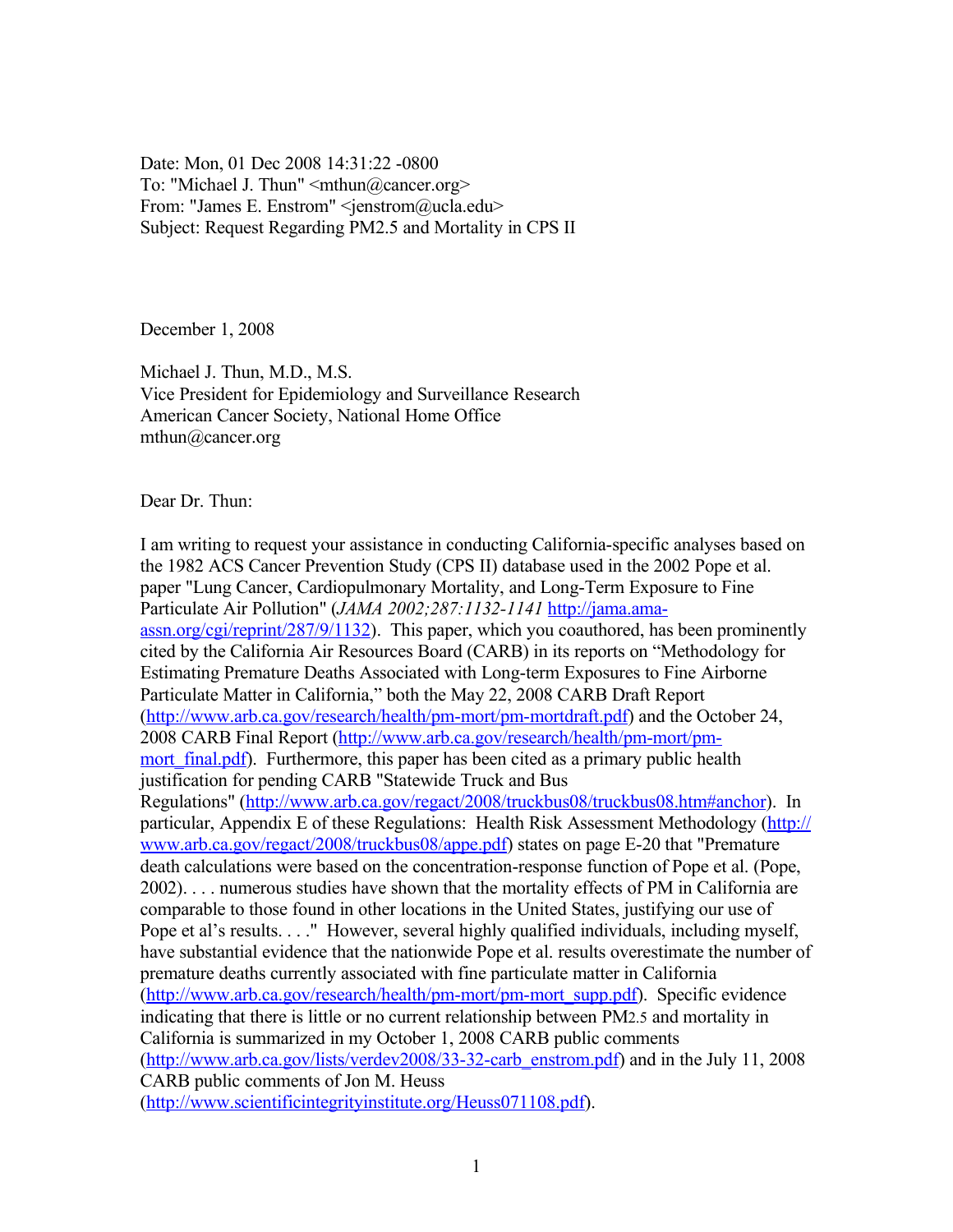Date: Mon, 01 Dec 2008 14:31:22 -0800
To: "Michael J. Thun" <mthun@cancer.org>
From: "James E. Enstrom" <jenstrom@ucla.edu>
Subject: Request Regarding PM2.5 and Mortality in CPS II

December 1, 2008

Michael J. Thun, M.D., M.S.
Vice President for Epidemiology and Surveillance Research
American Cancer Society, National Home Office
mthun@cancer.org

Dear Dr. Thun:

I am writing to request your assistance in conducting California-specific analyses based on the 1982 ACS Cancer Prevention Study (CPS II) database used in the 2002 Pope et al. paper "Lung Cancer, Cardiopulmonary Mortality, and Long-Term Exposure to Fine Particulate Air Pollution" (*JAMA 2002;287:1132-1141* http://jama.ama-assn.org/cgi/reprint/287/9/1132). This paper, which you coauthored, has been prominently cited by the California Air Resources Board (CARB) in its reports on "Methodology for Estimating Premature Deaths Associated with Long-term Exposures to Fine Airborne Particulate Matter in California," both the May 22, 2008 CARB Draft Report (http://www.arb.ca.gov/research/health/pm-mort/pm-mortdraft.pdf) and the October 24, 2008 CARB Final Report (http://www.arb.ca.gov/research/health/pm-mort/pm-mort_final.pdf). Furthermore, this paper has been cited as a primary public health justification for pending CARB "Statewide Truck and Bus Regulations" (http://www.arb.ca.gov/regact/2008/truckbus08/truckbus08.htm#anchor). In particular, Appendix E of these Regulations: Health Risk Assessment Methodology (http://www.arb.ca.gov/regact/2008/truckbus08/appe.pdf) states on page E-20 that "Premature death calculations were based on the concentration-response function of Pope et al. (Pope, 2002). . . . numerous studies have shown that the mortality effects of PM in California are comparable to those found in other locations in the United States, justifying our use of Pope et al's results. . . ." However, several highly qualified individuals, including myself, have substantial evidence that the nationwide Pope et al. results overestimate the number of premature deaths currently associated with fine particulate matter in California (http://www.arb.ca.gov/research/health/pm-mort/pm-mort_supp.pdf). Specific evidence indicating that there is little or no current relationship between $PM_{2.5}$ and mortality in California is summarized in my October 1, 2008 CARB public comments (http://www.arb.ca.gov/lists/verdev2008/33-32-carb_enstrom.pdf) and in the July 11, 2008 CARB public comments of Jon M. Heuss (http://www.scientificintegrityinstitute.org/Heuss071108.pdf).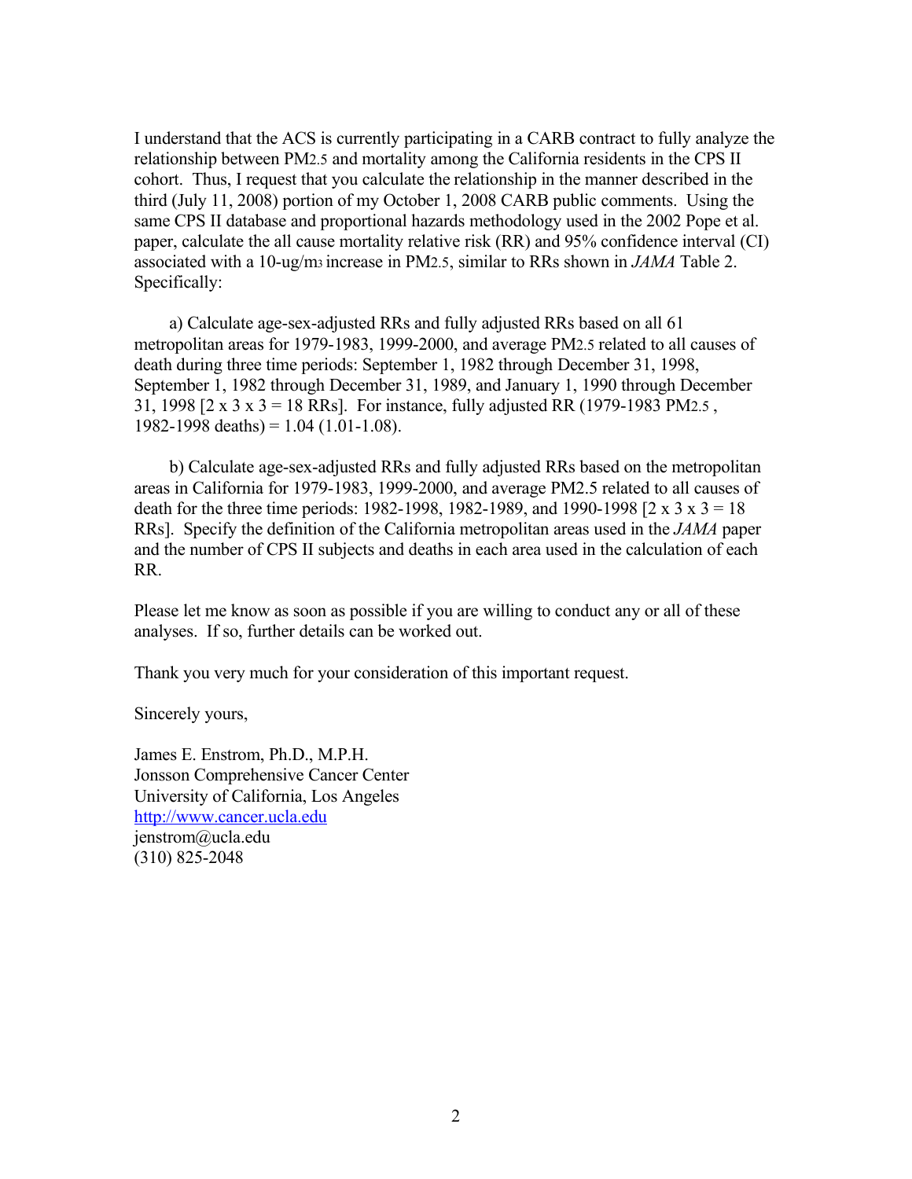I understand that the ACS is currently participating in a CARB contract to fully analyze the relationship between $PM_{2.5}$ and mortality among the California residents in the CPS II cohort. Thus, I request that you calculate the relationship in the manner described in the third (July 11, 2008) portion of my October 1, 2008 CARB public comments. Using the same CPS II database and proportional hazards methodology used in the 2002 Pope et al. paper, calculate the all cause mortality relative risk (RR) and 95% confidence interval (CI) associated with a 10-ug/$m^3$ increase in $PM_{2.5}$, similar to RRs shown in *JAMA* Table 2. Specifically:

a) Calculate age-sex-adjusted RRs and fully adjusted RRs based on all 61 metropolitan areas for 1979-1983, 1999-2000, and average $PM_{2.5}$ related to all causes of death during three time periods: September 1, 1982 through December 31, 1998, September 1, 1982 through December 31, 1989, and January 1, 1990 through December 31, 1998 [2 x 3 x 3 = 18 RRs]. For instance, fully adjusted RR (1979-1983 $PM_{2.5}$, 1982-1998 deaths) = 1.04 (1.01-1.08).

b) Calculate age-sex-adjusted RRs and fully adjusted RRs based on the metropolitan areas in California for 1979-1983, 1999-2000, and average PM2.5 related to all causes of death for the three time periods: 1982-1998, 1982-1989, and 1990-1998 [2 x 3 x 3 = 18 RRs]. Specify the definition of the California metropolitan areas used in the *JAMA* paper and the number of CPS II subjects and deaths in each area used in the calculation of each RR.

Please let me know as soon as possible if you are willing to conduct any or all of these analyses. If so, further details can be worked out.

Thank you very much for your consideration of this important request.

Sincerely yours,

James E. Enstrom, Ph.D., M.P.H.
Jonsson Comprehensive Cancer Center
University of California, Los Angeles
http://www.cancer.ucla.edu
jenstrom@ucla.edu
(310) 825-2048